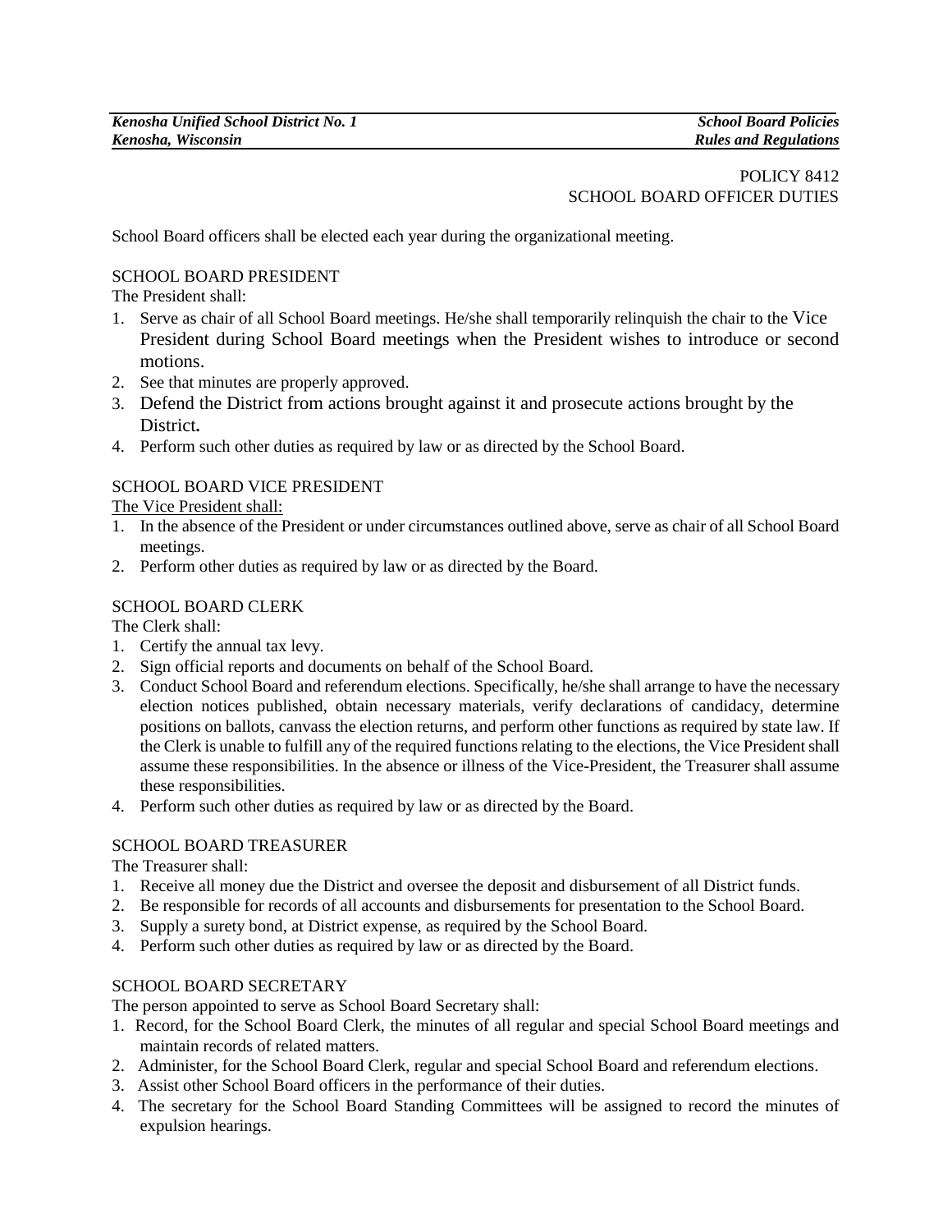POLICY 8412
SCHOOL BOARD OFFICER DUTIES

School Board officers shall be elected each year during the organizational meeting.

## SCHOOL BOARD PRESIDENT

The President shall:

1. Serve as chair of all School Board meetings. He/she shall temporarily relinquish the chair to the Vice President during School Board meetings when the President wishes to introduce or second motions.
2. See that minutes are properly approved.
3. Defend the District from actions brought against it and prosecute actions brought by the District**.**
4. Perform such other duties as required by law or as directed by the School Board.

## SCHOOL BOARD VICE PRESIDENT

The Vice President shall:

1. In the absence of the President or under circumstances outlined above, serve as chair of all School Board meetings.
2. Perform other duties as required by law or as directed by the Board.

## SCHOOL BOARD CLERK

The Clerk shall:

1. Certify the annual tax levy.
2. Sign official reports and documents on behalf of the School Board.
3. Conduct School Board and referendum elections. Specifically, he/she shall arrange to have the necessary election notices published, obtain necessary materials, verify declarations of candidacy, determine positions on ballots, canvass the election returns, and perform other functions as required by state law. If the Clerk is unable to fulfill any of the required functions relating to the elections, the Vice President shall assume these responsibilities. In the absence or illness of the Vice-President, the Treasurer shall assume these responsibilities.
4. Perform such other duties as required by law or as directed by the Board.

## SCHOOL BOARD TREASURER

The Treasurer shall:

1. Receive all money due the District and oversee the deposit and disbursement of all District funds.
2. Be responsible for records of all accounts and disbursements for presentation to the School Board.
3. Supply a surety bond, at District expense, as required by the School Board.
4. Perform such other duties as required by law or as directed by the Board.

## SCHOOL BOARD SECRETARY

The person appointed to serve as School Board Secretary shall:

1. Record, for the School Board Clerk, the minutes of all regular and special School Board meetings and maintain records of related matters.
2. Administer, for the School Board Clerk, regular and special School Board and referendum elections.
3. Assist other School Board officers in the performance of their duties.
4. The secretary for the School Board Standing Committees will be assigned to record the minutes of expulsion hearings.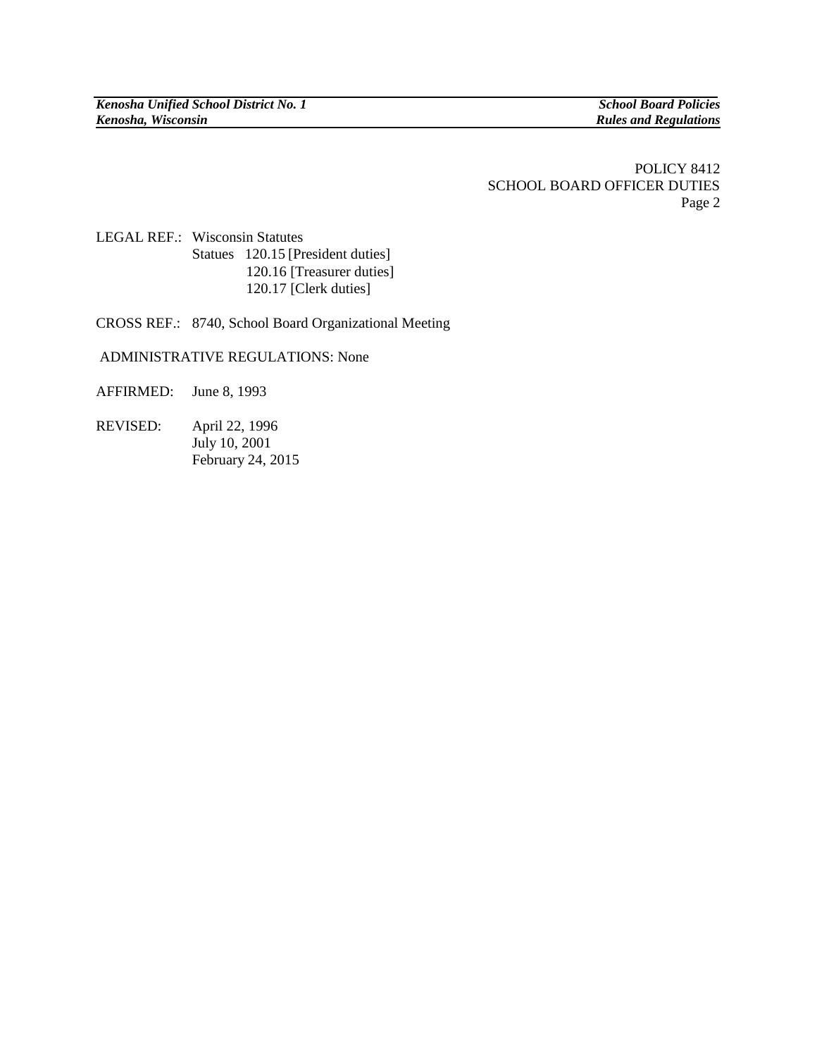POLICY 8412
SCHOOL BOARD OFFICER DUTIES
Page 2

LEGAL REF.: Wisconsin Statutes
Statues 120.15 [President duties]
120.16 [Treasurer duties]
120.17 [Clerk duties]

CROSS REF.: 8740, School Board Organizational Meeting

ADMINISTRATIVE REGULATIONS: None

AFFIRMED: June 8, 1993

REVISED: April 22, 1996
July 10, 2001
February 24, 2015